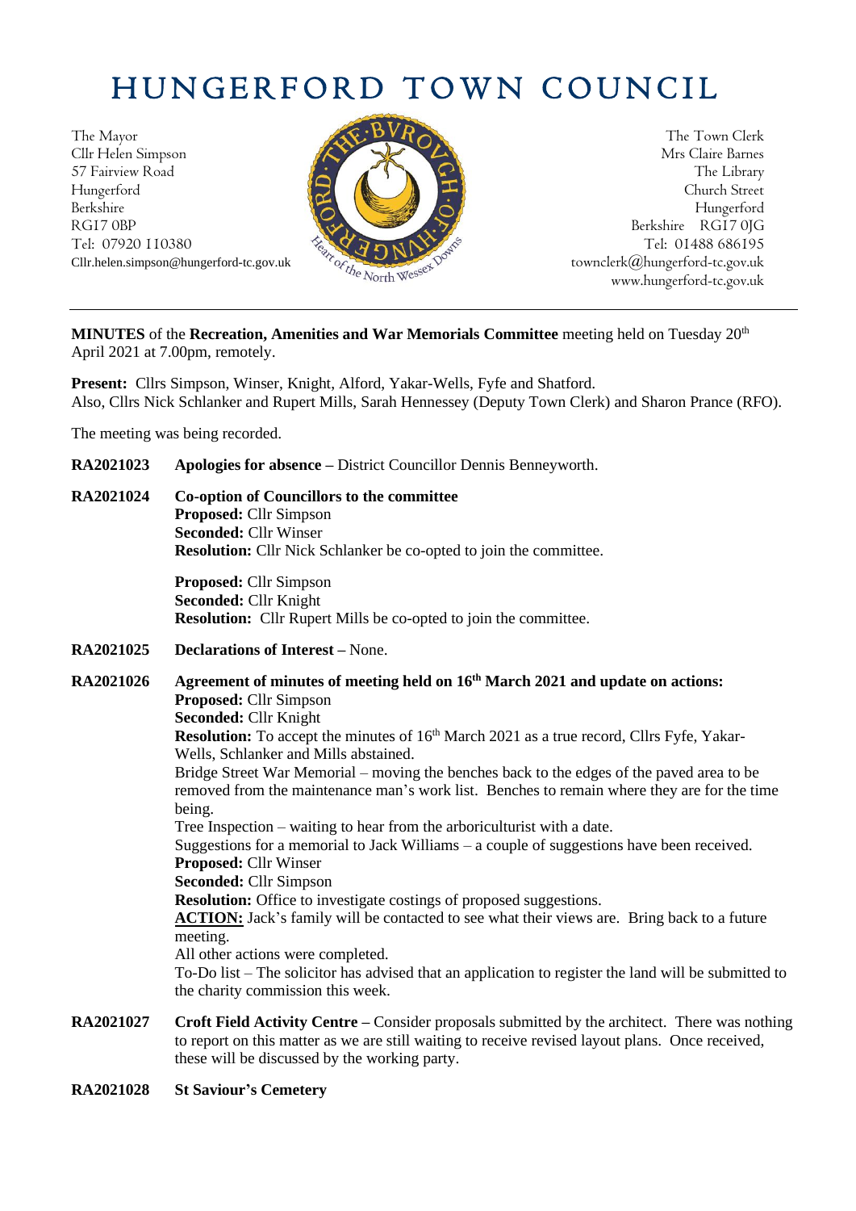# HUNGERFORD TOWN COUNCIL

The Mayor
Cllr Helen Simpson
57 Fairview Road
Hungerford
Berkshire
RG17 0BP
Tel: 07920 110380
Cllr.helen.simpson@hungerford-tc.gov.uk

The Town Clerk
Mrs Claire Barnes
The Library
Church Street
Hungerford
Berkshire RG17 0JG
Tel: 01488 686195
townclerk@hungerford-tc.gov.uk
www.hungerford-tc.gov.uk

---

**MINUTES** of the **Recreation, Amenities and War Memorials Committee** meeting held on Tuesday 20th April 2021 at 7.00pm, remotely.

**Present:** Cllrs Simpson, Winser, Knight, Alford, Yakar-Wells, Fyfe and Shatford.
Also, Cllrs Nick Schlanker and Rupert Mills, Sarah Hennessey (Deputy Town Clerk) and Sharon Prance (RFO).

The meeting was being recorded.

**RA2021023** **Apologies for absence –** District Councillor Dennis Benneyworth.

**RA2021024** **Co-option of Councillors to the committee**
**Proposed:** Cllr Simpson
**Seconded:** Cllr Winser
**Resolution:** Cllr Nick Schlanker be co-opted to join the committee.

**Proposed:** Cllr Simpson
**Seconded:** Cllr Knight
**Resolution:** Cllr Rupert Mills be co-opted to join the committee.

**RA2021025** **Declarations of Interest –** None.

**RA2021026** **Agreement of minutes of meeting held on 16th March 2021 and update on actions:**
**Proposed:** Cllr Simpson
**Seconded:** Cllr Knight
**Resolution:** To accept the minutes of 16th March 2021 as a true record, Cllrs Fyfe, Yakar-Wells, Schlanker and Mills abstained.
Bridge Street War Memorial – moving the benches back to the edges of the paved area to be removed from the maintenance man's work list. Benches to remain where they are for the time being.
Tree Inspection – waiting to hear from the arboriculturist with a date.
Suggestions for a memorial to Jack Williams – a couple of suggestions have been received.
**Proposed:** Cllr Winser
**Seconded:** Cllr Simpson
**Resolution:** Office to investigate costings of proposed suggestions.
**ACTION:** Jack's family will be contacted to see what their views are. Bring back to a future meeting.
All other actions were completed.
To-Do list – The solicitor has advised that an application to register the land will be submitted to the charity commission this week.

**RA2021027** **Croft Field Activity Centre –** Consider proposals submitted by the architect. There was nothing to report on this matter as we are still waiting to receive revised layout plans. Once received, these will be discussed by the working party.

**RA2021028** **St Saviour's Cemetery**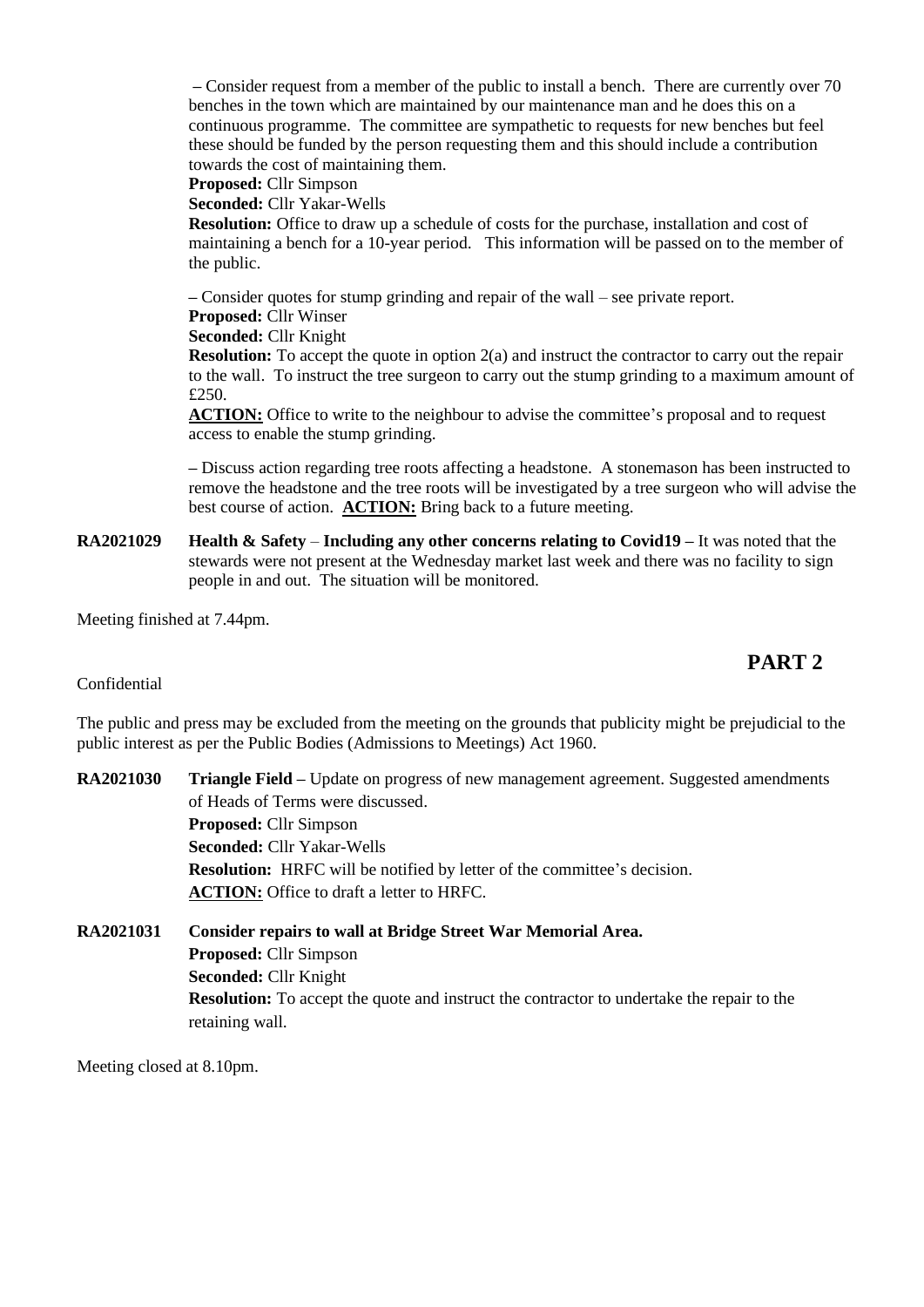– Consider request from a member of the public to install a bench. There are currently over 70 benches in the town which are maintained by our maintenance man and he does this on a continuous programme. The committee are sympathetic to requests for new benches but feel these should be funded by the person requesting them and this should include a contribution towards the cost of maintaining them.
**Proposed:** Cllr Simpson
**Seconded:** Cllr Yakar-Wells
**Resolution:** Office to draw up a schedule of costs for the purchase, installation and cost of maintaining a bench for a 10-year period. This information will be passed on to the member of the public.

– Consider quotes for stump grinding and repair of the wall – see private report.
**Proposed:** Cllr Winser
**Seconded:** Cllr Knight
**Resolution:** To accept the quote in option 2(a) and instruct the contractor to carry out the repair to the wall. To instruct the tree surgeon to carry out the stump grinding to a maximum amount of £250.
**ACTION:** Office to write to the neighbour to advise the committee's proposal and to request access to enable the stump grinding.

– Discuss action regarding tree roots affecting a headstone. A stonemason has been instructed to remove the headstone and the tree roots will be investigated by a tree surgeon who will advise the best course of action. **ACTION:** Bring back to a future meeting.

**RA2021029** **Health & Safety** – **Including any other concerns relating to Covid19 –** It was noted that the stewards were not present at the Wednesday market last week and there was no facility to sign people in and out. The situation will be monitored.

Meeting finished at 7.44pm.

## PART 2

Confidential

The public and press may be excluded from the meeting on the grounds that publicity might be prejudicial to the public interest as per the Public Bodies (Admissions to Meetings) Act 1960.

**RA2021030** **Triangle Field –** Update on progress of new management agreement. Suggested amendments of Heads of Terms were discussed.
**Proposed:** Cllr Simpson
**Seconded:** Cllr Yakar-Wells
**Resolution:** HRFC will be notified by letter of the committee's decision.
**ACTION:** Office to draft a letter to HRFC.

**RA2021031** **Consider repairs to wall at Bridge Street War Memorial Area.**
**Proposed:** Cllr Simpson
**Seconded:** Cllr Knight
**Resolution:** To accept the quote and instruct the contractor to undertake the repair to the retaining wall.

Meeting closed at 8.10pm.